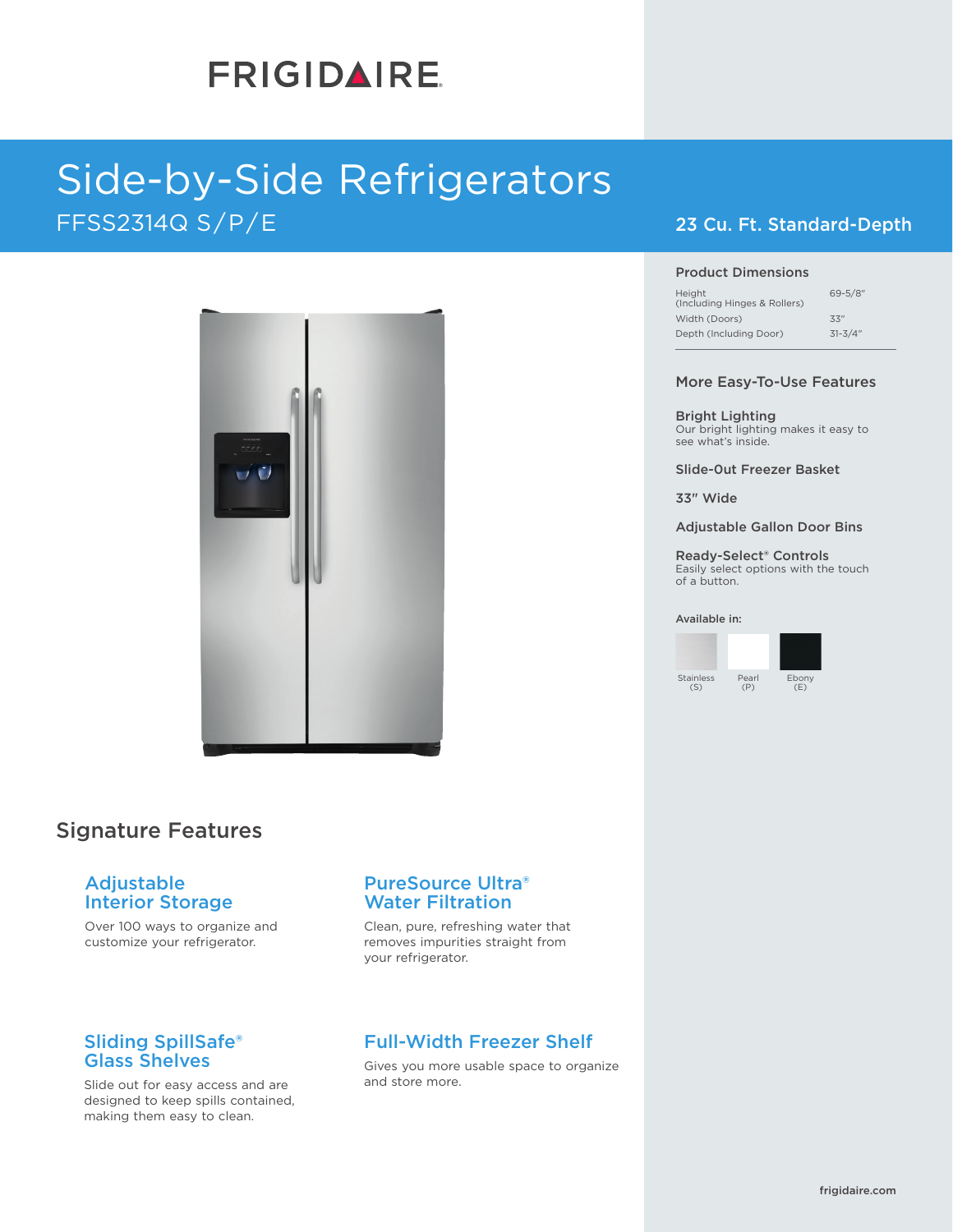# FRIGIDAIRE

# Side-by-Side Refrigerators

FFSS2314Q S/P/E

## 23 Cu. Ft. Standard-Depth

### Product Dimensions

| | |
|---|---|
| Height (Including Hinges & Rollers) | 69-5/8" |
| Width (Doors) | 33" |
| Depth (Including Door) | 31-3/4" |

### More Easy-To-Use Features

**Bright Lighting**
Our bright lighting makes it easy to see what's inside.

**Slide-Out Freezer Basket**

**33" Wide**

**Adjustable Gallon Door Bins**

**Ready-Select® Controls**
Easily select options with the touch of a button.

Available in:

Stainless (S) | Pearl (P) | Ebony (E)

## Signature Features

### Adjustable Interior Storage

Over 100 ways to organize and customize your refrigerator.

### PureSource Ultra® Water Filtration

Clean, pure, refreshing water that removes impurities straight from your refrigerator.

### Sliding SpillSafe® Glass Shelves

Slide out for easy access and are designed to keep spills contained, making them easy to clean.

### Full-Width Freezer Shelf

Gives you more usable space to organize and store more.

frigidaire.com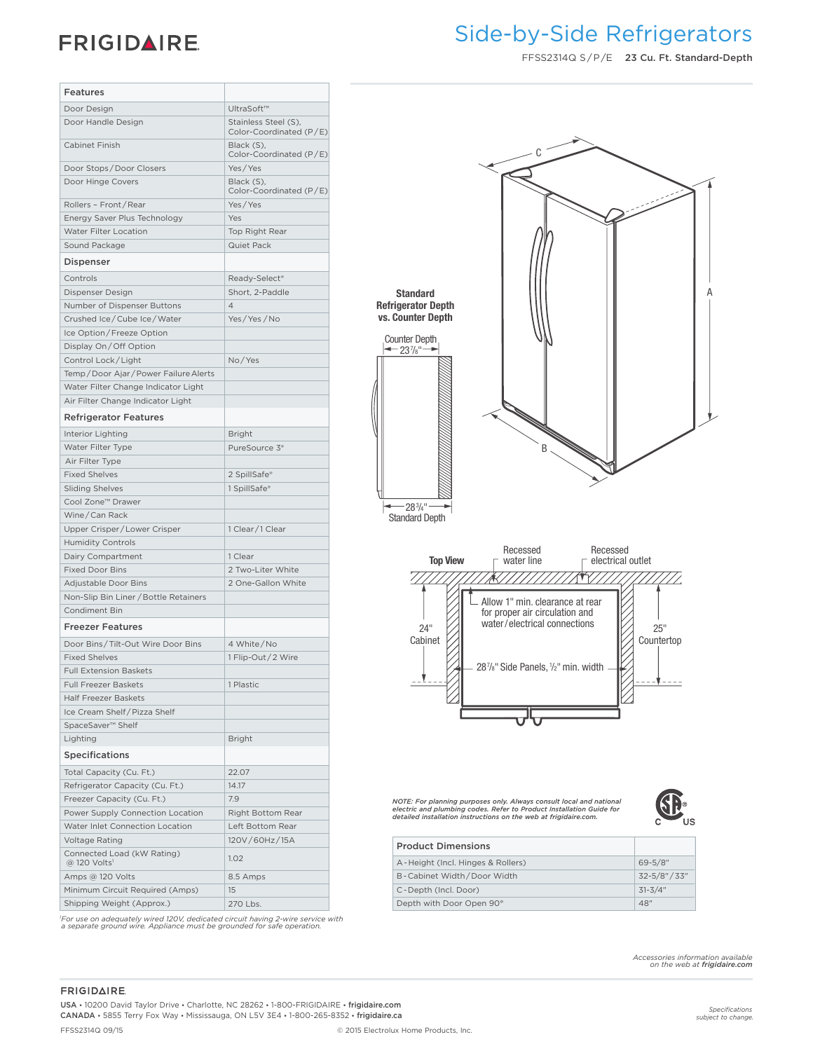# FRIGIDAIRE

## Side-by-Side Refrigerators

FFSS2314Q S/P/E **23 Cu. Ft. Standard-Depth**

| Features | |
|---|---|
| Door Design | UltraSoft™ |
| Door Handle Design | Stainless Steel (S), Color-Coordinated (P/E) |
| Cabinet Finish | Black (S), Color-Coordinated (P/E) |
| Door Stops/Door Closers | Yes/Yes |
| Door Hinge Covers | Black (S), Color-Coordinated (P/E) |
| Rollers – Front/Rear | Yes/Yes |
| Energy Saver Plus Technology | Yes |
| Water Filter Location | Top Right Rear |
| Sound Package | Quiet Pack |
| **Dispenser** | |
| Controls | Ready-Select® |
| Dispenser Design | Short, 2-Paddle |
| Number of Dispenser Buttons | 4 |
| Crushed Ice/Cube Ice/Water | Yes/Yes/No |
| Ice Option/Freeze Option | |
| Display On/Off Option | |
| Control Lock/Light | No/Yes |
| Temp/Door Ajar/Power Failure Alerts | |
| Water Filter Change Indicator Light | |
| Air Filter Change Indicator Light | |
| **Refrigerator Features** | |
| Interior Lighting | Bright |
| Water Filter Type | PureSource 3® |
| Air Filter Type | |
| Fixed Shelves | 2 SpillSafe® |
| Sliding Shelves | 1 SpillSafe® |
| Cool Zone™ Drawer | |
| Wine/Can Rack | |
| Upper Crisper/Lower Crisper | 1 Clear/1 Clear |
| Humidity Controls | |
| Dairy Compartment | 1 Clear |
| Fixed Door Bins | 2 Two-Liter White |
| Adjustable Door Bins | 2 One-Gallon White |
| Non-Slip Bin Liner/Bottle Retainers | |
| Condiment Bin | |
| **Freezer Features** | |
| Door Bins/Tilt-Out Wire Door Bins | 4 White/No |
| Fixed Shelves | 1 Flip-Out/2 Wire |
| Full Extension Baskets | |
| Full Freezer Baskets | 1 Plastic |
| Half Freezer Baskets | |
| Ice Cream Shelf/Pizza Shelf | |
| SpaceSaver™ Shelf | |
| Lighting | Bright |
| **Specifications** | |
| Total Capacity (Cu. Ft.) | 22.07 |
| Refrigerator Capacity (Cu. Ft.) | 14.17 |
| Freezer Capacity (Cu. Ft.) | 7.9 |
| Power Supply Connection Location | Right Bottom Rear |
| Water Inlet Connection Location | Left Bottom Rear |
| Voltage Rating | 120V/60Hz/15A |
| Connected Load (kW Rating) @ 120 Volts[1] | 1.02 |
| Amps @ 120 Volts | 8.5 Amps |
| Minimum Circuit Required (Amps) | 15 |
| Shipping Weight (Approx.) | 270 Lbs. |

[1]For use on adequately wired 120V, dedicated circuit having 2-wire service with a separate ground wire. Appliance must be grounded for safe operation.

**Standard Refrigerator Depth vs. Counter Depth**

Counter Depth 23 7/8"

28 3/4" Standard Depth

**Top View**

Recessed water line

Recessed electrical outlet

Allow 1" min. clearance at rear for proper air circulation and water/electrical connections

24" Cabinet

25" Countertop

28 7/8" Side Panels, 1/2" min. width

*NOTE: For planning purposes only. Always consult local and national electric and plumbing codes. Refer to Product Installation Guide for detailed installation instructions on the web at frigidaire.com.*

| Product Dimensions | |
|---|---|
| A-Height (Incl. Hinges & Rollers) | 69-5/8" |
| B-Cabinet Width/Door Width | 32-5/8"/33" |
| C-Depth (Incl. Door) | 31-3/4" |
| Depth with Door Open 90° | 48" |

*Accessories information available on the web at* ***frigidaire.com***

FRIGIDAIRE

USA • 10200 David Taylor Drive • Charlotte, NC 28262 • 1-800-FRIGIDAIRE • **frigidaire.com**
CANADA • 5855 Terry Fox Way • Mississauga, ON L5V 3E4 • 1-800-265-8352 • **frigidaire.ca**

*Specifications subject to change.*

FFSS2314Q 09/15 © 2015 Electrolux Home Products, Inc.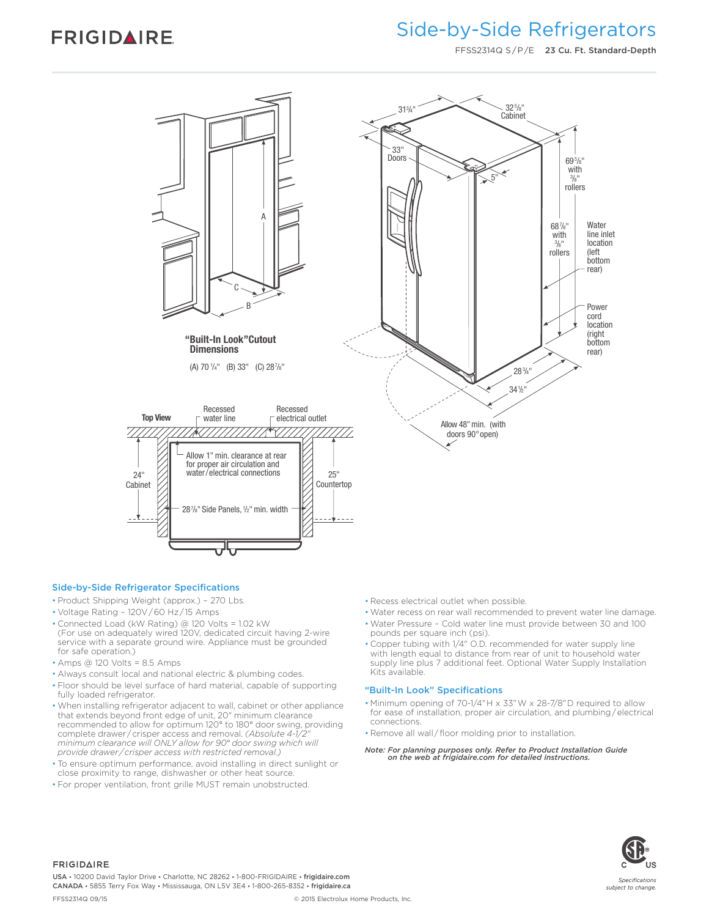FRIGIDAIRE

# Side-by-Side Refrigerators

FFSS2314Q S/P/E **23 Cu. Ft. Standard-Depth**

31¾"

32⅝" Cabinet

33" Doors

5"

69⅝" with ⅜" rollers

68⅞" with ⅜" rollers

Water line inlet location (left bottom rear)

Power cord location (right bottom rear)

28¾"

34½"

Allow 48" min. (with doors 90° open)

A

C

B

**"Built-In Look" Cutout Dimensions**

(A) 70¼" (B) 33" (C) 28⅞"

**Top View**

Recessed water line

Recessed electrical outlet

Allow 1" min. clearance at rear for proper air circulation and water/electrical connections

24" Cabinet

25" Countertop

28⅞" Side Panels, ½" min. width

## Side-by-Side Refrigerator Specifications

- Product Shipping Weight (approx.) – 270 Lbs.
- Voltage Rating – 120V/60 Hz/15 Amps
- Connected Load (kW Rating) @ 120 Volts = 1.02 kW (For use on adequately wired 120V, dedicated circuit having 2-wire service with a separate ground wire. Appliance must be grounded for safe operation.)
- Amps @ 120 Volts = 8.5 Amps
- Always consult local and national electric & plumbing codes.
- Floor should be level surface of hard material, capable of supporting fully loaded refrigerator.
- When installing refrigerator adjacent to wall, cabinet or other appliance that extends beyond front edge of unit, 20" minimum clearance recommended to allow for optimum 120° to 180° door swing, providing complete drawer/crisper access and removal. *(Absolute 4-1/2" minimum clearance will ONLY allow for 90° door swing which will provide drawer/crisper access with restricted removal.)*
- To ensure optimum performance, avoid installing in direct sunlight or close proximity to range, dishwasher or other heat source.
- For proper ventilation, front grille MUST remain unobstructed.
- Recess electrical outlet when possible.
- Water recess on rear wall recommended to prevent water line damage.
- Water Pressure – Cold water line must provide between 30 and 100 pounds per square inch (psi).
- Copper tubing with 1/4" O.D. recommended for water supply line with length equal to distance from rear of unit to household water supply line plus 7 additional feet. Optional Water Supply Installation Kits available.

## "Built-In Look" Specifications

- Minimum opening of 70-1/4"H x 33"W x 28-7/8"D required to allow for ease of installation, proper air circulation, and plumbing/electrical connections.
- Remove all wall/floor molding prior to installation.

***Note: For planning purposes only. Refer to Product Installation Guide on the web at frigidaire.com for detailed instructions.***

FRIGIDAIRE

USA • 10200 David Taylor Drive • Charlotte, NC 28262 • 1-800-FRIGIDAIRE • **frigidaire.com**

CANADA • 5855 Terry Fox Way • Mississauga, ON L5V 3E4 • 1-800-265-8352 • **frigidaire.ca**

*Specifications subject to change.*

FFSS2314Q 09/15

© 2015 Electrolux Home Products, Inc.